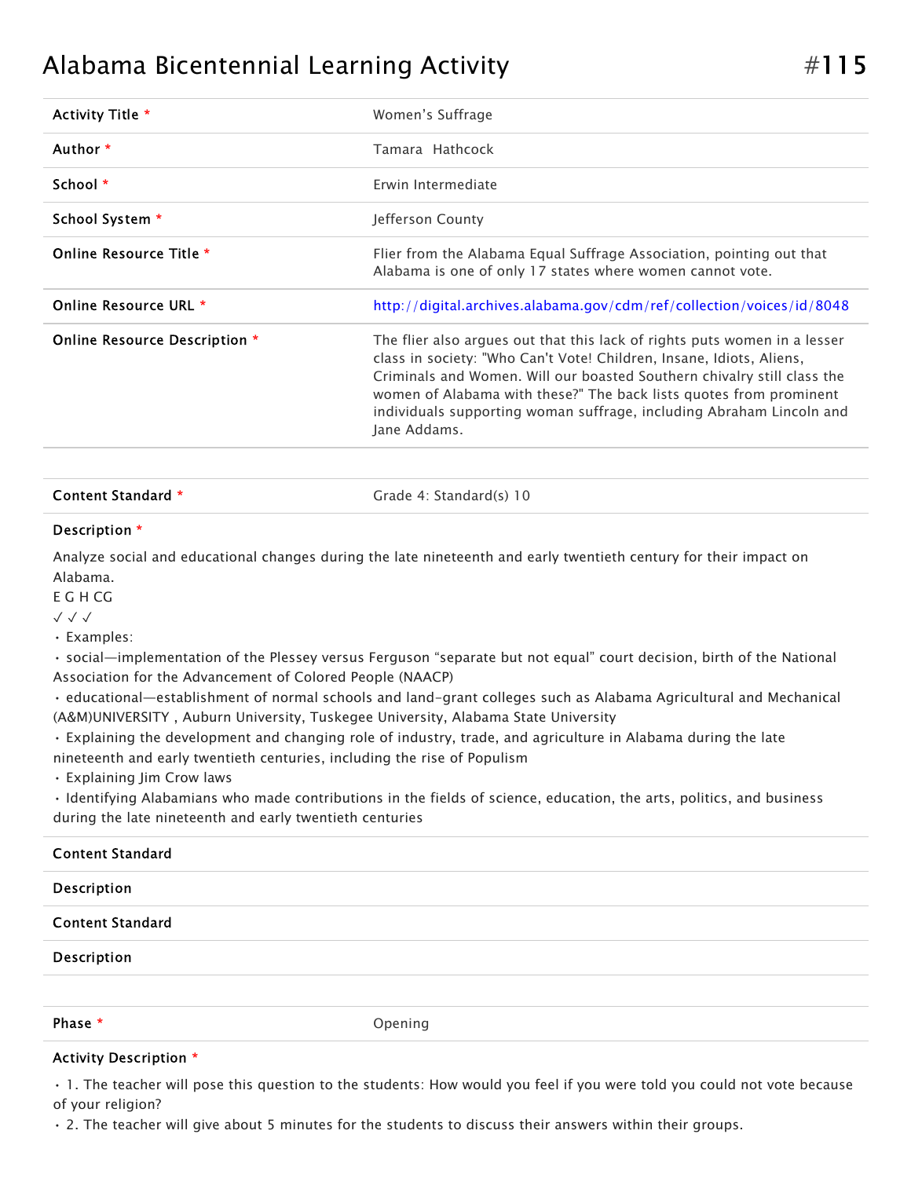# Alabama Bicentennial Learning Activity #115

| | |
|---|---|
| **Activity Title** * | Women's Suffrage |
| **Author** * | Tamara Hathcock |
| **School** * | Erwin Intermediate |
| **School System** * | Jefferson County |
| **Online Resource Title** * | Flier from the Alabama Equal Suffrage Association, pointing out that Alabama is one of only 17 states where women cannot vote. |
| **Online Resource URL** * | http://digital.archives.alabama.gov/cdm/ref/collection/voices/id/8048 |
| **Online Resource Description** * | The flier also argues out that this lack of rights puts women in a lesser class in society: "Who Can't Vote! Children, Insane, Idiots, Aliens, Criminals and Women. Will our boasted Southern chivalry still class the women of Alabama with these?" The back lists quotes from prominent individuals supporting woman suffrage, including Abraham Lincoln and Jane Addams. |

| | |
|---|---|
| **Content Standard** * | Grade 4: Standard(s) 10 |

**Description** *

Analyze social and educational changes during the late nineteenth and early twentieth century for their impact on Alabama.
E G H CG
✓ ✓ ✓
- Examples:
- social—implementation of the Plessey versus Ferguson "separate but not equal" court decision, birth of the National Association for the Advancement of Colored People (NAACP)
- educational—establishment of normal schools and land-grant colleges such as Alabama Agricultural and Mechanical (A&M)UNIVERSITY , Auburn University, Tuskegee University, Alabama State University
- Explaining the development and changing role of industry, trade, and agriculture in Alabama during the late nineteenth and early twentieth centuries, including the rise of Populism
- Explaining Jim Crow laws
- Identifying Alabamians who made contributions in the fields of science, education, the arts, politics, and business during the late nineteenth and early twentieth centuries

**Content Standard**

**Description**

**Content Standard**

**Description**

| | |
|---|---|
| **Phase** * | Opening |

**Activity Description** *

- 1. The teacher will pose this question to the students: How would you feel if you were told you could not vote because of your religion?
- 2. The teacher will give about 5 minutes for the students to discuss their answers within their groups.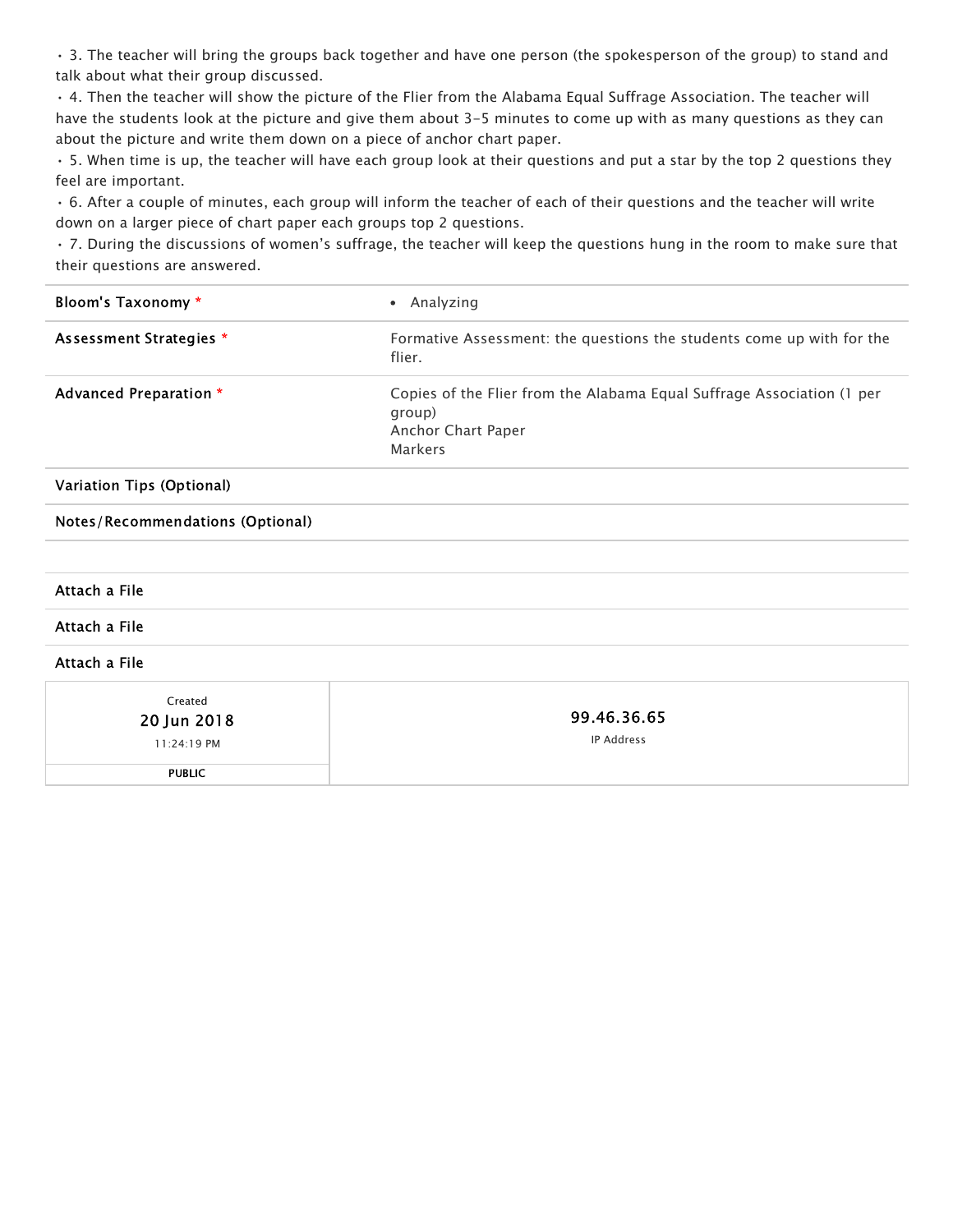- 3. The teacher will bring the groups back together and have one person (the spokesperson of the group) to stand and talk about what their group discussed.
- 4. Then the teacher will show the picture of the Flier from the Alabama Equal Suffrage Association. The teacher will have the students look at the picture and give them about 3-5 minutes to come up with as many questions as they can about the picture and write them down on a piece of anchor chart paper.
- 5. When time is up, the teacher will have each group look at their questions and put a star by the top 2 questions they feel are important.
- 6. After a couple of minutes, each group will inform the teacher of each of their questions and the teacher will write down on a larger piece of chart paper each groups top 2 questions.
- 7. During the discussions of women's suffrage, the teacher will keep the questions hung in the room to make sure that their questions are answered.

| | |
|---|---|
| **Bloom's Taxonomy** * | • Analyzing |
| **Assessment Strategies** * | Formative Assessment: the questions the students come up with for the flier. |
| **Advanced Preparation** * | Copies of the Flier from the Alabama Equal Suffrage Association (1 per group)<br>Anchor Chart Paper<br>Markers |
| **Variation Tips (Optional)** | |
| **Notes/Recommendations (Optional)** | |

**Attach a File**

**Attach a File**

**Attach a File**

| | |
|---|---|
| Created<br>20 Jun 2018<br>11:24:19 PM | 99.46.36.65<br>IP Address |
| PUBLIC | |